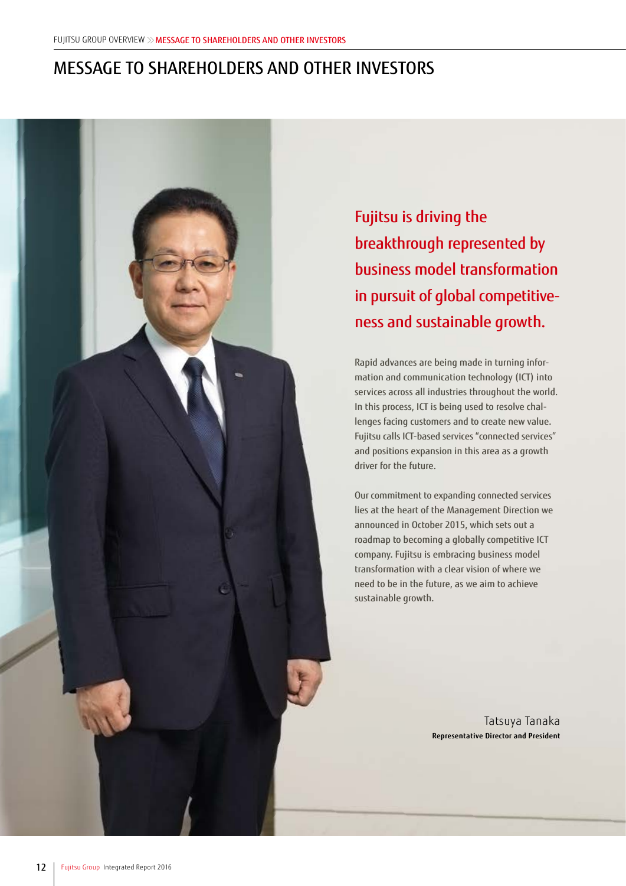# MESSAGE TO SHAREHOLDERS AND OTHER INVESTORS

## Fujitsu is driving the breakthrough represented by business model transformation in pursuit of global competitiveness and sustainable growth.

Rapid advances are being made in turning information and communication technology (ICT) into services across all industries throughout the world. In this process, ICT is being used to resolve challenges facing customers and to create new value. Fujitsu calls ICT-based services "connected services" and positions expansion in this area as a growth driver for the future.

Our commitment to expanding connected services lies at the heart of the Management Direction we announced in October 2015, which sets out a roadmap to becoming a globally competitive ICT company. Fujitsu is embracing business model transformation with a clear vision of where we need to be in the future, as we aim to achieve sustainable growth.

Tatsuya Tanaka
**Representative Director and President**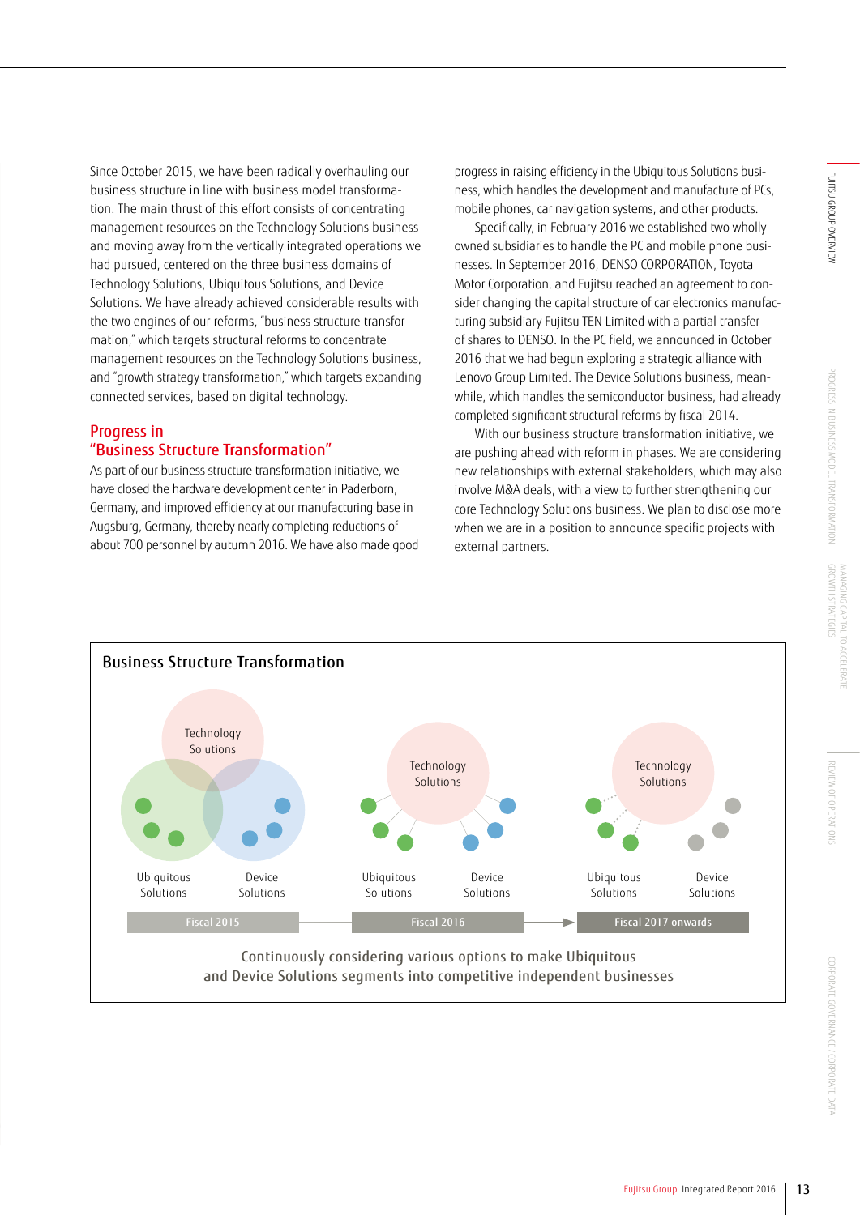Since October 2015, we have been radically overhauling our business structure in line with business model transformation. The main thrust of this effort consists of concentrating management resources on the Technology Solutions business and moving away from the vertically integrated operations we had pursued, centered on the three business domains of Technology Solutions, Ubiquitous Solutions, and Device Solutions. We have already achieved considerable results with the two engines of our reforms, "business structure transformation," which targets structural reforms to concentrate management resources on the Technology Solutions business, and "growth strategy transformation," which targets expanding connected services, based on digital technology.

## Progress in "Business Structure Transformation"

As part of our business structure transformation initiative, we have closed the hardware development center in Paderborn, Germany, and improved efficiency at our manufacturing base in Augsburg, Germany, thereby nearly completing reductions of about 700 personnel by autumn 2016. We have also made good progress in raising efficiency in the Ubiquitous Solutions business, which handles the development and manufacture of PCs, mobile phones, car navigation systems, and other products.

Specifically, in February 2016 we established two wholly owned subsidiaries to handle the PC and mobile phone businesses. In September 2016, DENSO CORPORATION, Toyota Motor Corporation, and Fujitsu reached an agreement to consider changing the capital structure of car electronics manufacturing subsidiary Fujitsu TEN Limited with a partial transfer of shares to DENSO. In the PC field, we announced in October 2016 that we had begun exploring a strategic alliance with Lenovo Group Limited. The Device Solutions business, meanwhile, which handles the semiconductor business, had already completed significant structural reforms by fiscal 2014.

With our business structure transformation initiative, we are pushing ahead with reform in phases. We are considering new relationships with external stakeholders, which may also involve M&A deals, with a view to further strengthening our core Technology Solutions business. We plan to disclose more when we are in a position to announce specific projects with external partners.

### Business Structure Transformation

| Fiscal 2015 | Fiscal 2016 | Fiscal 2017 onwards |
| --- | --- | --- |
| Technology Solutions, Ubiquitous Solutions, Device Solutions | Technology Solutions, Ubiquitous Solutions, Device Solutions | Technology Solutions, Ubiquitous Solutions, Device Solutions |

Continuously considering various options to make Ubiquitous and Device Solutions segments into competitive independent businesses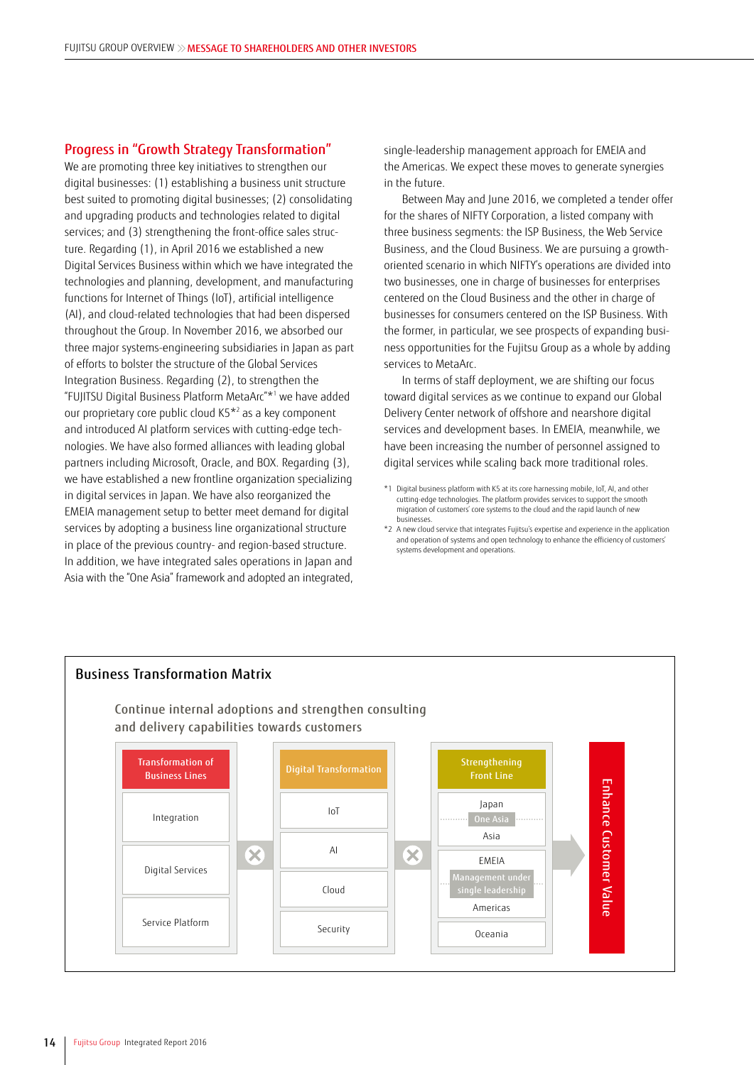## Progress in "Growth Strategy Transformation"

We are promoting three key initiatives to strengthen our digital businesses: (1) establishing a business unit structure best suited to promoting digital businesses; (2) consolidating and upgrading products and technologies related to digital services; and (3) strengthening the front-office sales structure. Regarding (1), in April 2016 we established a new Digital Services Business within which we have integrated the technologies and planning, development, and manufacturing functions for Internet of Things (IoT), artificial intelligence (AI), and cloud-related technologies that had been dispersed throughout the Group. In November 2016, we absorbed our three major systems-engineering subsidiaries in Japan as part of efforts to bolster the structure of the Global Services Integration Business. Regarding (2), to strengthen the "FUJITSU Digital Business Platform MetaArc"*1 we have added our proprietary core public cloud K5*2 as a key component and introduced AI platform services with cutting-edge technologies. We have also formed alliances with leading global partners including Microsoft, Oracle, and BOX. Regarding (3), we have established a new frontline organization specializing in digital services in Japan. We have also reorganized the EMEIA management setup to better meet demand for digital services by adopting a business line organizational structure in place of the previous country- and region-based structure. In addition, we have integrated sales operations in Japan and Asia with the "One Asia" framework and adopted an integrated, single-leadership management approach for EMEIA and the Americas. We expect these moves to generate synergies in the future.

Between May and June 2016, we completed a tender offer for the shares of NIFTY Corporation, a listed company with three business segments: the ISP Business, the Web Service Business, and the Cloud Business. We are pursuing a growth-oriented scenario in which NIFTY's operations are divided into two businesses, one in charge of businesses for enterprises centered on the Cloud Business and the other in charge of businesses for consumers centered on the ISP Business. With the former, in particular, we see prospects of expanding business opportunities for the Fujitsu Group as a whole by adding services to MetaArc.

In terms of staff deployment, we are shifting our focus toward digital services as we continue to expand our Global Delivery Center network of offshore and nearshore digital services and development bases. In EMEIA, meanwhile, we have been increasing the number of personnel assigned to digital services while scaling back more traditional roles.

*1 Digital business platform with K5 at its core harnessing mobile, IoT, AI, and other cutting-edge technologies. The platform provides services to support the smooth migration of customers' core systems to the cloud and the rapid launch of new businesses.

*2 A new cloud service that integrates Fujitsu's expertise and experience in the application and operation of systems and open technology to enhance the efficiency of customers' systems development and operations.

### Business Transformation Matrix

Continue internal adoptions and strengthen consulting and delivery capabilities towards customers

| Transformation of Business Lines | | Digital Transformation | | Strengthening Front Line | | |
|---|---|---|---|---|---|---|
| Integration | × | IoT | × | Japan / One Asia / Asia | → | Enhance Customer Value |
| Digital Services | | AI | | EMEIA / Management under single leadership / Americas | | |
| Service Platform | | Cloud | | Oceania | | |
| | | Security | | | | |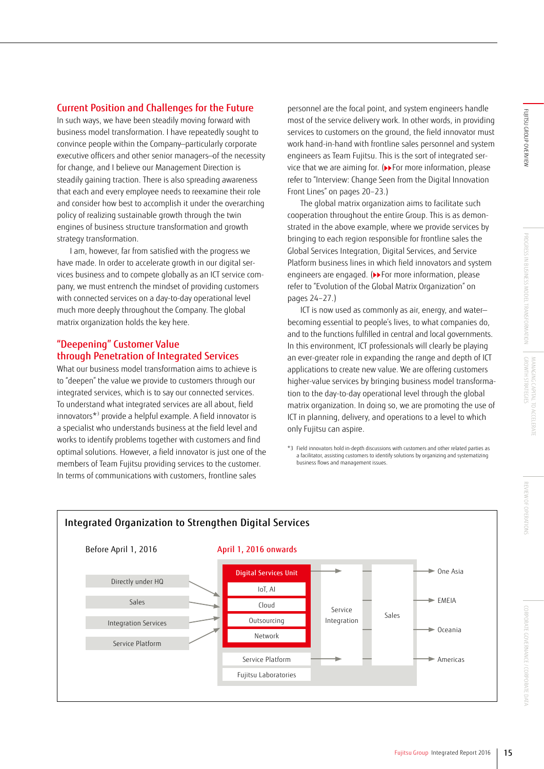## Current Position and Challenges for the Future

In such ways, we have been steadily moving forward with business model transformation. I have repeatedly sought to convince people within the Company—particularly corporate executive officers and other senior managers—of the necessity for change, and I believe our Management Direction is steadily gaining traction. There is also spreading awareness that each and every employee needs to reexamine their role and consider how best to accomplish it under the overarching policy of realizing sustainable growth through the twin engines of business structure transformation and growth strategy transformation.

I am, however, far from satisfied with the progress we have made. In order to accelerate growth in our digital services business and to compete globally as an ICT service company, we must entrench the mindset of providing customers with connected services on a day-to-day operational level much more deeply throughout the Company. The global matrix organization holds the key here.

## "Deepening" Customer Value through Penetration of Integrated Services

What our business model transformation aims to achieve is to "deepen" the value we provide to customers through our integrated services, which is to say our connected services. To understand what integrated services are all about, field innovators*3 provide a helpful example. A field innovator is a specialist who understands business at the field level and works to identify problems together with customers and find optimal solutions. However, a field innovator is just one of the members of Team Fujitsu providing services to the customer. In terms of communications with customers, frontline sales personnel are the focal point, and system engineers handle most of the service delivery work. In other words, in providing services to customers on the ground, the field innovator must work hand-in-hand with frontline sales personnel and system engineers as Team Fujitsu. This is the sort of integrated service that we are aiming for. (▶▶For more information, please refer to "Interview: Change Seen from the Digital Innovation Front Lines" on pages 20–23.)

The global matrix organization aims to facilitate such cooperation throughout the entire Group. This is as demonstrated in the above example, where we provide services by bringing to each region responsible for frontline sales the Global Services Integration, Digital Services, and Service Platform business lines in which field innovators and system engineers are engaged. (▶▶For more information, please refer to "Evolution of the Global Matrix Organization" on pages 24–27.)

ICT is now used as commonly as air, energy, and water—becoming essential to people's lives, to what companies do, and to the functions fulfilled in central and local governments. In this environment, ICT professionals will clearly be playing an ever-greater role in expanding the range and depth of ICT applications to create new value. We are offering customers higher-value services by bringing business model transformation to the day-to-day operational level through the global matrix organization. In doing so, we are promoting the use of ICT in planning, delivery, and operations to a level to which only Fujitsu can aspire.

*3 Field innovators hold in-depth discussions with customers and other related parties as a facilitator, assisting customers to identify solutions by organizing and systematizing business flows and management issues.

### Integrated Organization to Strengthen Digital Services

**Before April 1, 2016**

- Directly under HQ
- Sales
- Integration Services
- Service Platform

(All of the above → Digital Services Unit)

**April 1, 2016 onwards**

- Digital Services Unit
  - IoT, AI
  - Cloud
  - Outsourcing
  - Network
- Service Platform
- Fujitsu Laboratories

Digital Services Unit / Service Platform → Service Integration → Sales → One Asia, EMEIA, Oceania, Americas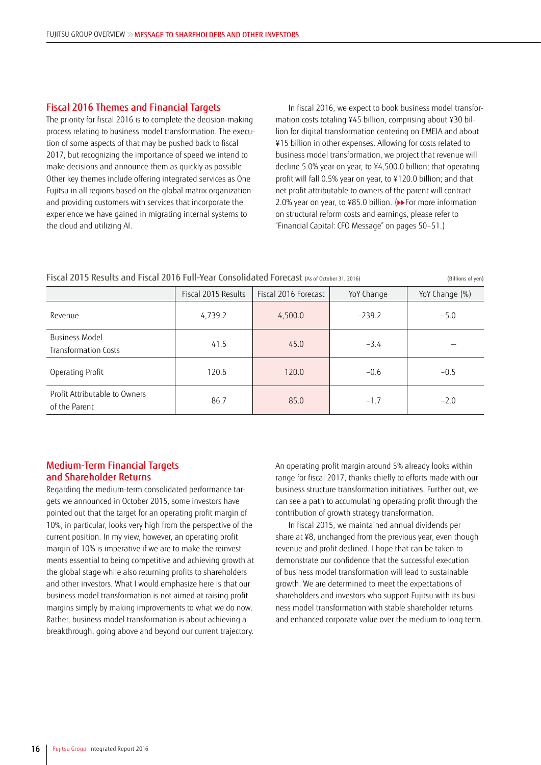## Fiscal 2016 Themes and Financial Targets

The priority for fiscal 2016 is to complete the decision-making process relating to business model transformation. The execution of some aspects of that may be pushed back to fiscal 2017, but recognizing the importance of speed we intend to make decisions and announce them as quickly as possible. Other key themes include offering integrated services as One Fujitsu in all regions based on the global matrix organization and providing customers with services that incorporate the experience we have gained in migrating internal systems to the cloud and utilizing AI.

In fiscal 2016, we expect to book business model transformation costs totaling ¥45 billion, comprising about ¥30 billion for digital transformation centering on EMEIA and about ¥15 billion in other expenses. Allowing for costs related to business model transformation, we project that revenue will decline 5.0% year on year, to ¥4,500.0 billion; that operating profit will fall 0.5% year on year, to ¥120.0 billion; and that net profit attributable to owners of the parent will contract 2.0% year on year, to ¥85.0 billion. (▶▶For more information on structural reform costs and earnings, please refer to "Financial Capital: CFO Message" on pages 50–51.)

**Fiscal 2015 Results and Fiscal 2016 Full-Year Consolidated Forecast** (As of October 31, 2016) (Billions of yen)

| | Fiscal 2015 Results | Fiscal 2016 Forecast | YoY Change | YoY Change (%) |
|---|---|---|---|---|
| Revenue | 4,739.2 | 4,500.0 | −239.2 | −5.0 |
| Business Model Transformation Costs | 41.5 | 45.0 | −3.4 | – |
| Operating Profit | 120.6 | 120.0 | −0.6 | −0.5 |
| Profit Attributable to Owners of the Parent | 86.7 | 85.0 | −1.7 | −2.0 |

## Medium-Term Financial Targets and Shareholder Returns

Regarding the medium-term consolidated performance targets we announced in October 2015, some investors have pointed out that the target for an operating profit margin of 10%, in particular, looks very high from the perspective of the current position. In my view, however, an operating profit margin of 10% is imperative if we are to make the reinvestments essential to being competitive and achieving growth at the global stage while also returning profits to shareholders and other investors. What I would emphasize here is that our business model transformation is not aimed at raising profit margins simply by making improvements to what we do now. Rather, business model transformation is about achieving a breakthrough, going above and beyond our current trajectory. An operating profit margin around 5% already looks within range for fiscal 2017, thanks chiefly to efforts made with our business structure transformation initiatives. Further out, we can see a path to accumulating operating profit through the contribution of growth strategy transformation.

In fiscal 2015, we maintained annual dividends per share at ¥8, unchanged from the previous year, even though revenue and profit declined. I hope that can be taken to demonstrate our confidence that the successful execution of business model transformation will lead to sustainable growth. We are determined to meet the expectations of shareholders and investors who support Fujitsu with its business model transformation with stable shareholder returns and enhanced corporate value over the medium to long term.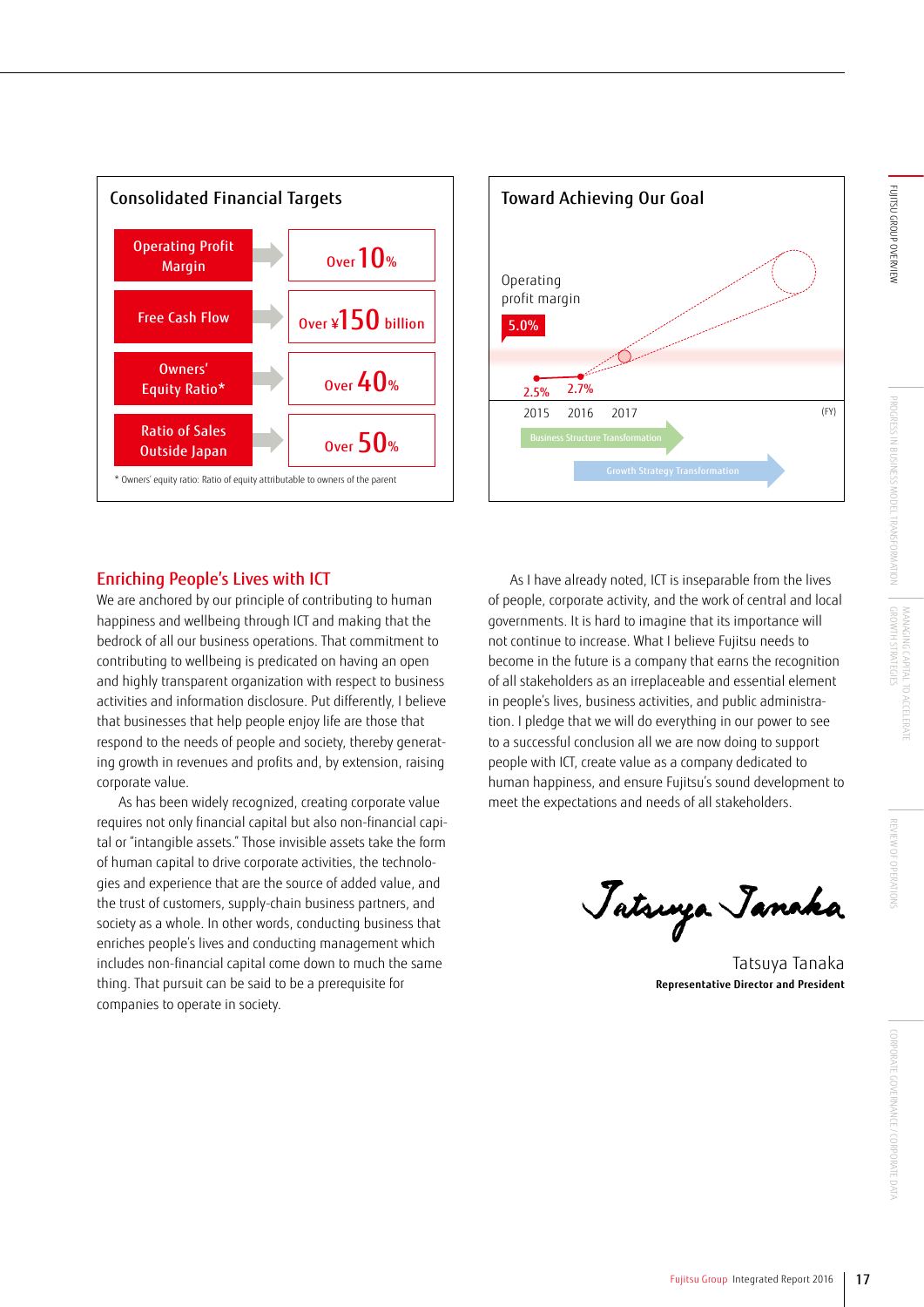## Consolidated Financial Targets

| | |
|---|---|
| Operating Profit Margin | Over 10% |
| Free Cash Flow | Over ¥150 billion |
| Owners' Equity Ratio* | Over 40% |
| Ratio of Sales Outside Japan | Over 50% |

\* Owners' equity ratio: Ratio of equity attributable to owners of the parent

## Toward Achieving Our Goal

Operating profit margin

5.0%

2.5%

2.7%

2015

2016

2017

(FY)

Business Structure Transformation

Growth Strategy Transformation

## Enriching People's Lives with ICT

We are anchored by our principle of contributing to human happiness and wellbeing through ICT and making that the bedrock of all our business operations. That commitment to contributing to wellbeing is predicated on having an open and highly transparent organization with respect to business activities and information disclosure. Put differently, I believe that businesses that help people enjoy life are those that respond to the needs of people and society, thereby generating growth in revenues and profits and, by extension, raising corporate value.

As has been widely recognized, creating corporate value requires not only financial capital but also non-financial capital or "intangible assets." Those invisible assets take the form of human capital to drive corporate activities, the technologies and experience that are the source of added value, and the trust of customers, supply-chain business partners, and society as a whole. In other words, conducting business that enriches people's lives and conducting management which includes non-financial capital come down to much the same thing. That pursuit can be said to be a prerequisite for companies to operate in society.

As I have already noted, ICT is inseparable from the lives of people, corporate activity, and the work of central and local governments. It is hard to imagine that its importance will not continue to increase. What I believe Fujitsu needs to become in the future is a company that earns the recognition of all stakeholders as an irreplaceable and essential element in people's lives, business activities, and public administration. I pledge that we will do everything in our power to see to a successful conclusion all we are now doing to support people with ICT, create value as a company dedicated to human happiness, and ensure Fujitsu's sound development to meet the expectations and needs of all stakeholders.

Tatsuya Tanaka

**Representative Director and President**